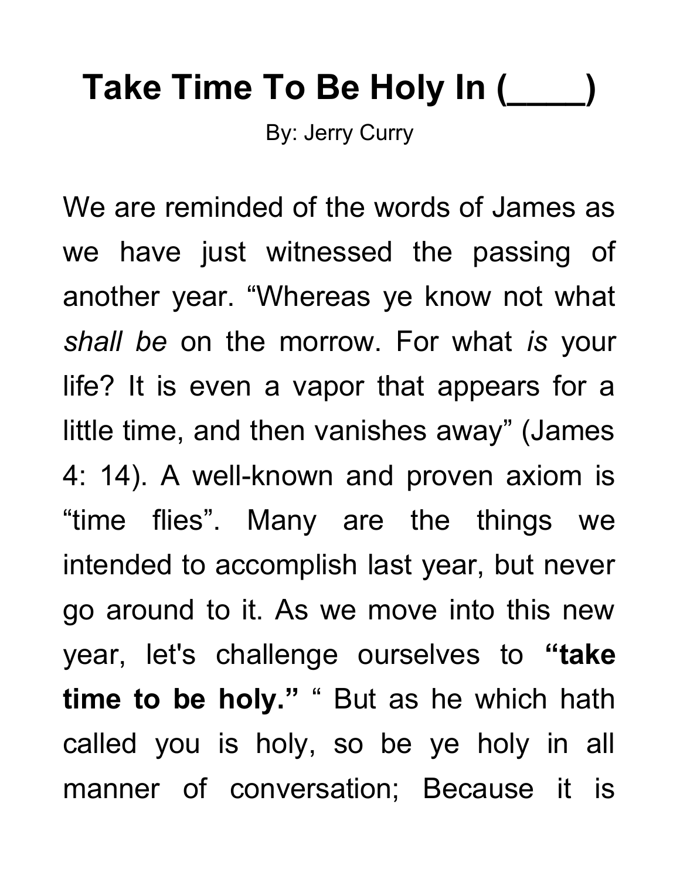# Take Time To Be Holy In (____)

By: Jerry Curry

We are reminded of the words of James as we have just witnessed the passing of another year. “Whereas ye know not what *shall be* on the morrow. For what *is* your life? It is even a vapor that appears for a little time, and then vanishes away” (James 4: 14). A well-known and proven axiom is “time flies”. Many are the things we intended to accomplish last year, but never go around to it. As we move into this new year, let's challenge ourselves to **“take time to be holy.”** “ But as he which hath called you is holy, so be ye holy in all manner of conversation; Because it is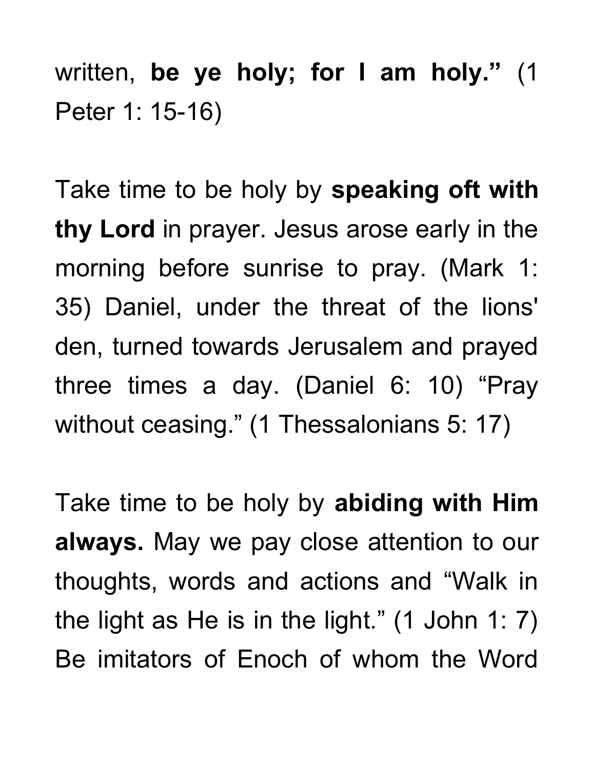written, **be ye holy; for I am holy.”** (1 Peter 1: 15-16)

Take time to be holy by **speaking oft with thy Lord** in prayer. Jesus arose early in the morning before sunrise to pray. (Mark 1: 35) Daniel, under the threat of the lions' den, turned towards Jerusalem and prayed three times a day. (Daniel 6: 10) “Pray without ceasing.” (1 Thessalonians 5: 17)

Take time to be holy by **abiding with Him always.** May we pay close attention to our thoughts, words and actions and “Walk in the light as He is in the light.” (1 John 1: 7) Be imitators of Enoch of whom the Word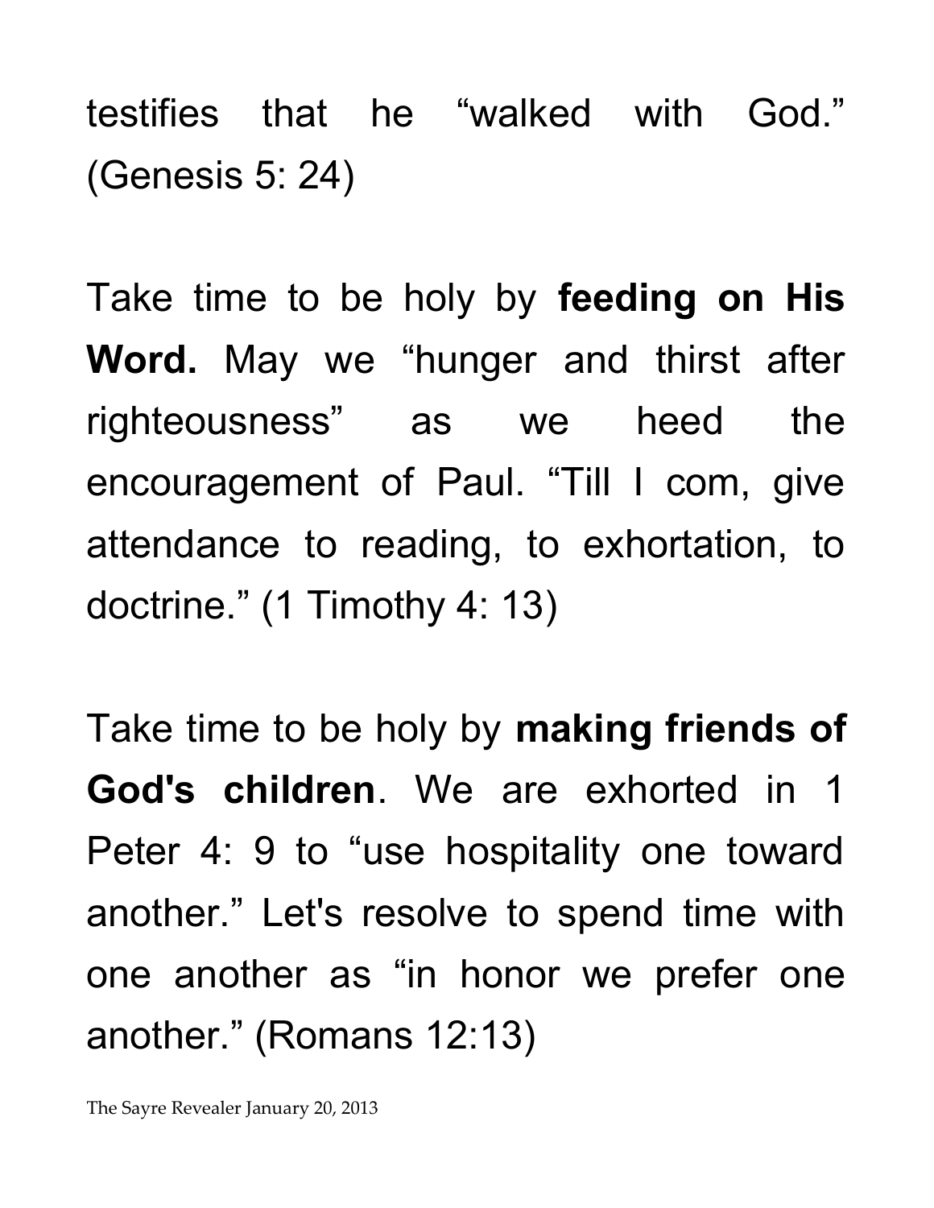testifies that he "walked with God." (Genesis 5: 24)

Take time to be holy by **feeding on His Word.** May we "hunger and thirst after righteousness" as we heed the encouragement of Paul. "Till I com, give attendance to reading, to exhortation, to doctrine." (1 Timothy 4: 13)

Take time to be holy by **making friends of God's children**. We are exhorted in 1 Peter 4: 9 to "use hospitality one toward another." Let's resolve to spend time with one another as "in honor we prefer one another." (Romans 12:13)

The Sayre Revealer January 20, 2013